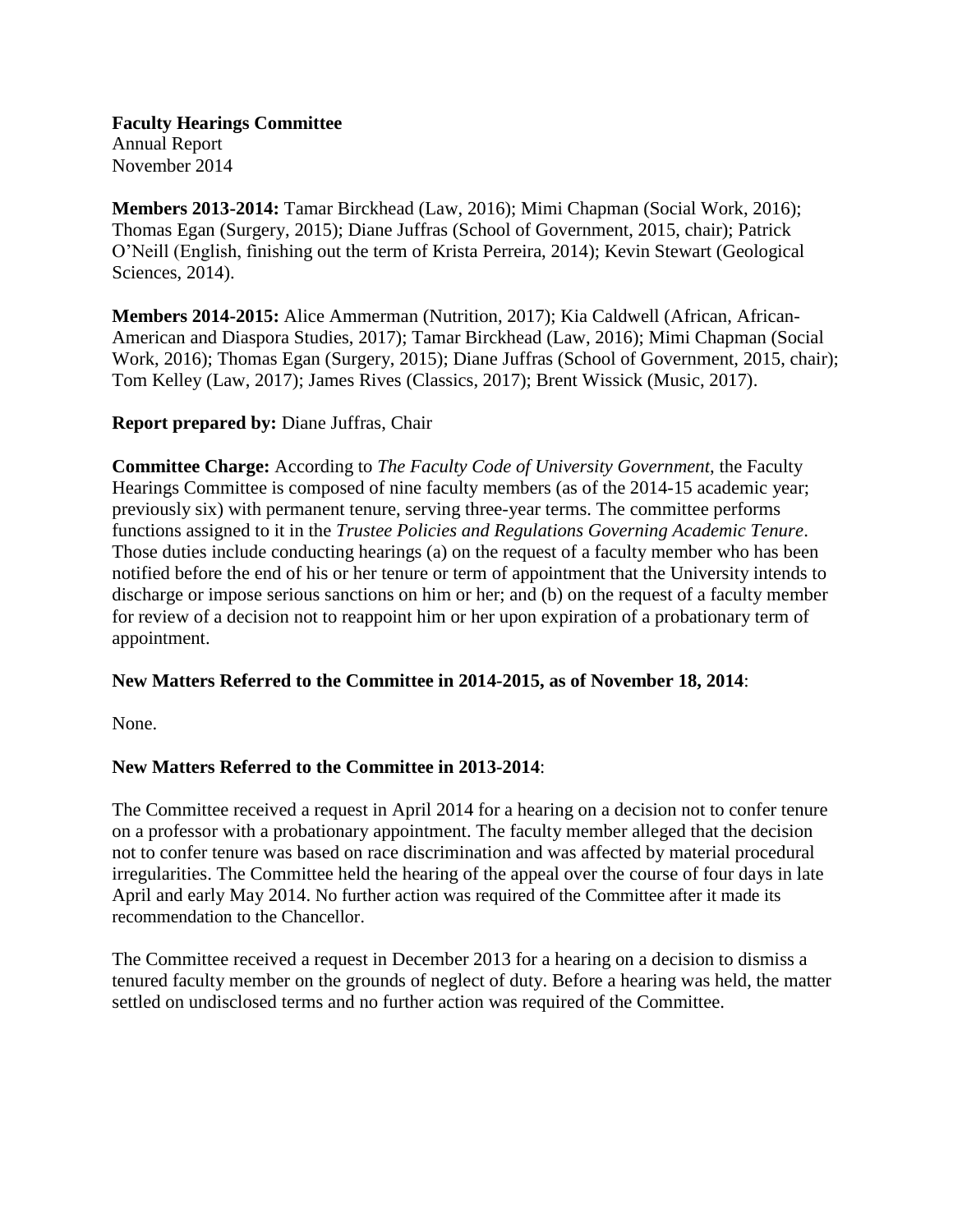**Faculty Hearings Committee**
Annual Report
November 2014

**Members 2013-2014:** Tamar Birckhead (Law, 2016); Mimi Chapman (Social Work, 2016); Thomas Egan (Surgery, 2015); Diane Juffras (School of Government, 2015, chair); Patrick O'Neill (English, finishing out the term of Krista Perreira, 2014); Kevin Stewart (Geological Sciences, 2014).

**Members 2014-2015:** Alice Ammerman (Nutrition, 2017); Kia Caldwell (African, African-American and Diaspora Studies, 2017); Tamar Birckhead (Law, 2016); Mimi Chapman (Social Work, 2016); Thomas Egan (Surgery, 2015); Diane Juffras (School of Government, 2015, chair); Tom Kelley (Law, 2017); James Rives (Classics, 2017); Brent Wissick (Music, 2017).

**Report prepared by:** Diane Juffras, Chair

**Committee Charge:** According to *The Faculty Code of University Government*, the Faculty Hearings Committee is composed of nine faculty members (as of the 2014-15 academic year; previously six) with permanent tenure, serving three-year terms. The committee performs functions assigned to it in the *Trustee Policies and Regulations Governing Academic Tenure*. Those duties include conducting hearings (a) on the request of a faculty member who has been notified before the end of his or her tenure or term of appointment that the University intends to discharge or impose serious sanctions on him or her; and (b) on the request of a faculty member for review of a decision not to reappoint him or her upon expiration of a probationary term of appointment.

**New Matters Referred to the Committee in 2014-2015, as of November 18, 2014**:

None.

**New Matters Referred to the Committee in 2013-2014**:

The Committee received a request in April 2014 for a hearing on a decision not to confer tenure on a professor with a probationary appointment. The faculty member alleged that the decision not to confer tenure was based on race discrimination and was affected by material procedural irregularities. The Committee held the hearing of the appeal over the course of four days in late April and early May 2014. No further action was required of the Committee after it made its recommendation to the Chancellor.

The Committee received a request in December 2013 for a hearing on a decision to dismiss a tenured faculty member on the grounds of neglect of duty. Before a hearing was held, the matter settled on undisclosed terms and no further action was required of the Committee.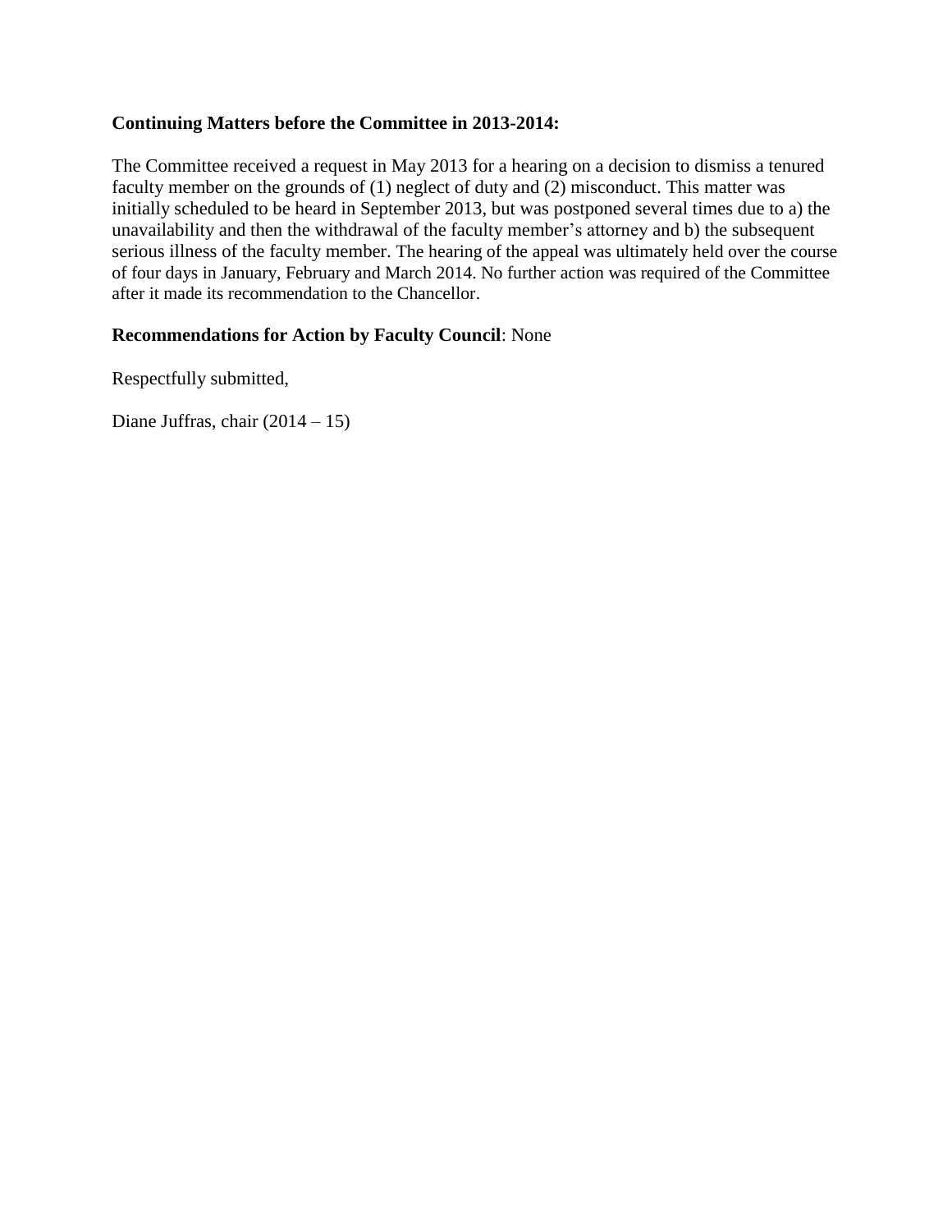**Continuing Matters before the Committee in 2013-2014:**

The Committee received a request in May 2013 for a hearing on a decision to dismiss a tenured faculty member on the grounds of (1) neglect of duty and (2) misconduct. This matter was initially scheduled to be heard in September 2013, but was postponed several times due to a) the unavailability and then the withdrawal of the faculty member's attorney and b) the subsequent serious illness of the faculty member. The hearing of the appeal was ultimately held over the course of four days in January, February and March 2014. No further action was required of the Committee after it made its recommendation to the Chancellor.

**Recommendations for Action by Faculty Council**: None

Respectfully submitted,

Diane Juffras, chair (2014 – 15)